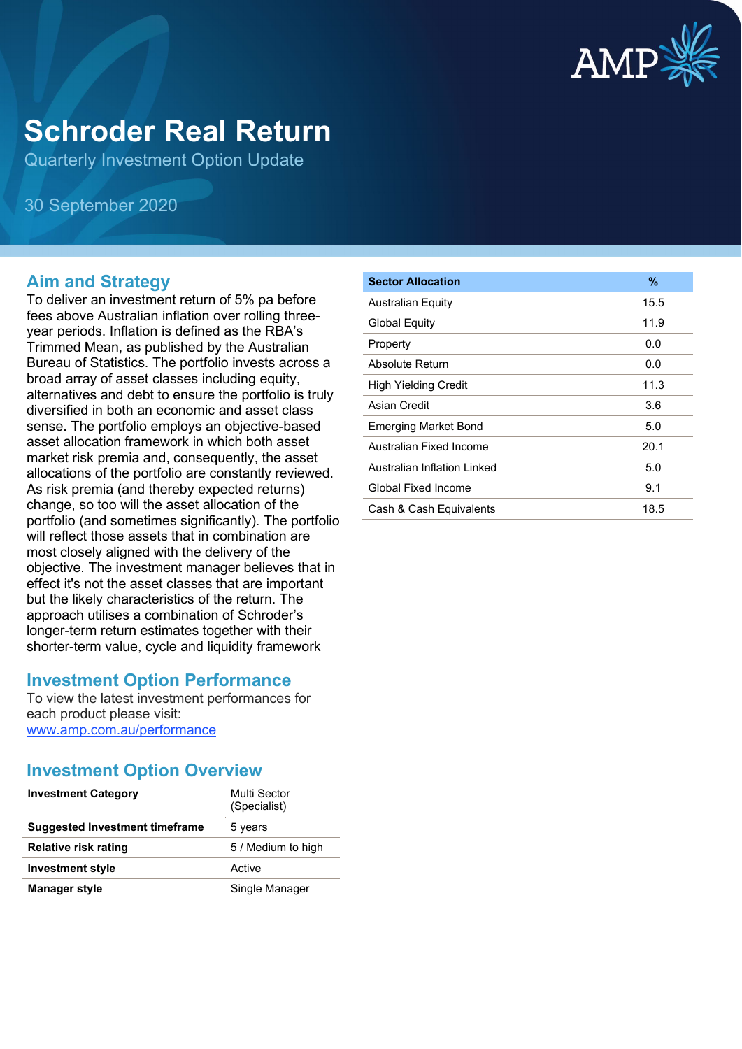# Schroder Real Return

Quarterly Investment Option Update

30 September 2020

## Aim and Strategy

To deliver an investment return of 5% pa before fees above Australian inflation over rolling three-year periods. Inflation is defined as the RBA's Trimmed Mean, as published by the Australian Bureau of Statistics. The portfolio invests across a broad array of asset classes including equity, alternatives and debt to ensure the portfolio is truly diversified in both an economic and asset class sense. The portfolio employs an objective-based asset allocation framework in which both asset market risk premia and, consequently, the asset allocations of the portfolio are constantly reviewed. As risk premia (and thereby expected returns) change, so too will the asset allocation of the portfolio (and sometimes significantly). The portfolio will reflect those assets that in combination are most closely aligned with the delivery of the objective. The investment manager believes that in effect it's not the asset classes that are important but the likely characteristics of the return. The approach utilises a combination of Schroder's longer-term return estimates together with their shorter-term value, cycle and liquidity framework

## Investment Option Performance

To view the latest investment performances for each product please visit:
[www.amp.com.au/performance](www.amp.com.au/performance)

## Investment Option Overview

| | |
|---|---|
| **Investment Category** | Multi Sector (Specialist) |
| **Suggested Investment timeframe** | 5 years |
| **Relative risk rating** | 5 / Medium to high |
| **Investment style** | Active |
| **Manager style** | Single Manager |

| Sector Allocation | % |
|---|---|
| Australian Equity | 15.5 |
| Global Equity | 11.9 |
| Property | 0.0 |
| Absolute Return | 0.0 |
| High Yielding Credit | 11.3 |
| Asian Credit | 3.6 |
| Emerging Market Bond | 5.0 |
| Australian Fixed Income | 20.1 |
| Australian Inflation Linked | 5.0 |
| Global Fixed Income | 9.1 |
| Cash & Cash Equivalents | 18.5 |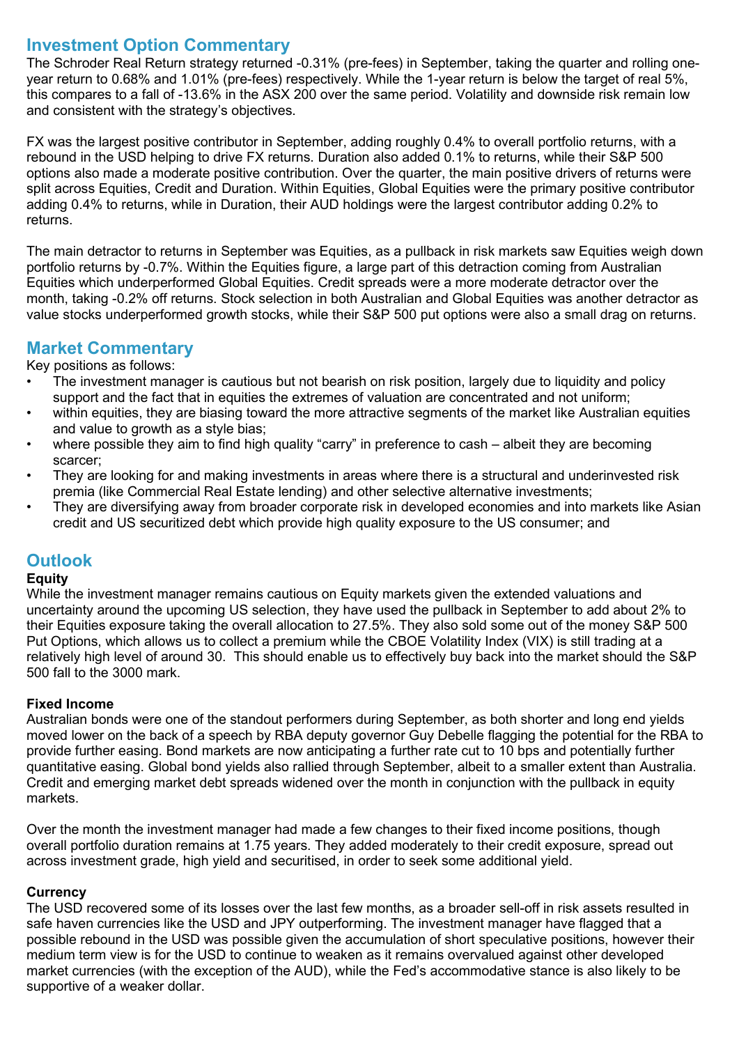## Investment Option Commentary

The Schroder Real Return strategy returned -0.31% (pre-fees) in September, taking the quarter and rolling one-year return to 0.68% and 1.01% (pre-fees) respectively. While the 1-year return is below the target of real 5%, this compares to a fall of -13.6% in the ASX 200 over the same period. Volatility and downside risk remain low and consistent with the strategy's objectives.

FX was the largest positive contributor in September, adding roughly 0.4% to overall portfolio returns, with a rebound in the USD helping to drive FX returns. Duration also added 0.1% to returns, while their S&P 500 options also made a moderate positive contribution. Over the quarter, the main positive drivers of returns were split across Equities, Credit and Duration. Within Equities, Global Equities were the primary positive contributor adding 0.4% to returns, while in Duration, their AUD holdings were the largest contributor adding 0.2% to returns.

The main detractor to returns in September was Equities, as a pullback in risk markets saw Equities weigh down portfolio returns by -0.7%. Within the Equities figure, a large part of this detraction coming from Australian Equities which underperformed Global Equities. Credit spreads were a more moderate detractor over the month, taking -0.2% off returns. Stock selection in both Australian and Global Equities was another detractor as value stocks underperformed growth stocks, while their S&P 500 put options were also a small drag on returns.

## Market Commentary

Key positions as follows:

- The investment manager is cautious but not bearish on risk position, largely due to liquidity and policy support and the fact that in equities the extremes of valuation are concentrated and not uniform;
- within equities, they are biasing toward the more attractive segments of the market like Australian equities and value to growth as a style bias;
- where possible they aim to find high quality "carry" in preference to cash – albeit they are becoming scarcer;
- They are looking for and making investments in areas where there is a structural and underinvested risk premia (like Commercial Real Estate lending) and other selective alternative investments;
- They are diversifying away from broader corporate risk in developed economies and into markets like Asian credit and US securitized debt which provide high quality exposure to the US consumer; and

## Outlook

### Equity

While the investment manager remains cautious on Equity markets given the extended valuations and uncertainty around the upcoming US selection, they have used the pullback in September to add about 2% to their Equities exposure taking the overall allocation to 27.5%. They also sold some out of the money S&P 500 Put Options, which allows us to collect a premium while the CBOE Volatility Index (VIX) is still trading at a relatively high level of around 30. This should enable us to effectively buy back into the market should the S&P 500 fall to the 3000 mark.

### Fixed Income

Australian bonds were one of the standout performers during September, as both shorter and long end yields moved lower on the back of a speech by RBA deputy governor Guy Debelle flagging the potential for the RBA to provide further easing. Bond markets are now anticipating a further rate cut to 10 bps and potentially further quantitative easing. Global bond yields also rallied through September, albeit to a smaller extent than Australia. Credit and emerging market debt spreads widened over the month in conjunction with the pullback in equity markets.

Over the month the investment manager had made a few changes to their fixed income positions, though overall portfolio duration remains at 1.75 years. They added moderately to their credit exposure, spread out across investment grade, high yield and securitised, in order to seek some additional yield.

### Currency

The USD recovered some of its losses over the last few months, as a broader sell-off in risk assets resulted in safe haven currencies like the USD and JPY outperforming. The investment manager have flagged that a possible rebound in the USD was possible given the accumulation of short speculative positions, however their medium term view is for the USD to continue to weaken as it remains overvalued against other developed market currencies (with the exception of the AUD), while the Fed's accommodative stance is also likely to be supportive of a weaker dollar.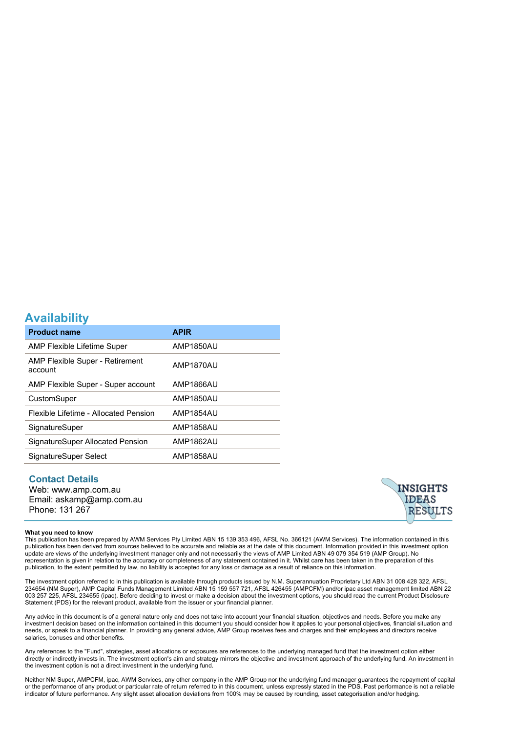## Availability

| Product name | APIR |
|---|---|
| AMP Flexible Lifetime Super | AMP1850AU |
| AMP Flexible Super - Retirement account | AMP1870AU |
| AMP Flexible Super - Super account | AMP1866AU |
| CustomSuper | AMP1850AU |
| Flexible Lifetime - Allocated Pension | AMP1854AU |
| SignatureSuper | AMP1858AU |
| SignatureSuper Allocated Pension | AMP1862AU |
| SignatureSuper Select | AMP1858AU |

### Contact Details

Web: www.amp.com.au
Email: askamp@amp.com.au
Phone: 131 267

INSIGHTS
IDEAS
RESULTS

**What you need to know**

This publication has been prepared by AWM Services Pty Limited ABN 15 139 353 496, AFSL No. 366121 (AWM Services). The information contained in this publication has been derived from sources believed to be accurate and reliable as at the date of this document. Information provided in this investment option update are views of the underlying investment manager only and not necessarily the views of AMP Limited ABN 49 079 354 519 (AMP Group). No representation is given in relation to the accuracy or completeness of any statement contained in it. Whilst care has been taken in the preparation of this publication, to the extent permitted by law, no liability is accepted for any loss or damage as a result of reliance on this information.

The investment option referred to in this publication is available through products issued by N.M. Superannuation Proprietary Ltd ABN 31 008 428 322, AFSL 234654 (NM Super), AMP Capital Funds Management Limited ABN 15 159 557 721, AFSL 426455 (AMPCFM) and/or ipac asset management limited ABN 22 003 257 225, AFSL 234655 (ipac). Before deciding to invest or make a decision about the investment options, you should read the current Product Disclosure Statement (PDS) for the relevant product, available from the issuer or your financial planner.

Any advice in this document is of a general nature only and does not take into account your financial situation, objectives and needs. Before you make any investment decision based on the information contained in this document you should consider how it applies to your personal objectives, financial situation and needs, or speak to a financial planner. In providing any general advice, AMP Group receives fees and charges and their employees and directors receive salaries, bonuses and other benefits.

Any references to the "Fund", strategies, asset allocations or exposures are references to the underlying managed fund that the investment option either directly or indirectly invests in. The investment option's aim and strategy mirrors the objective and investment approach of the underlying fund. An investment in the investment option is not a direct investment in the underlying fund.

Neither NM Super, AMPCFM, ipac, AWM Services, any other company in the AMP Group nor the underlying fund manager guarantees the repayment of capital or the performance of any product or particular rate of return referred to in this document, unless expressly stated in the PDS. Past performance is not a reliable indicator of future performance. Any slight asset allocation deviations from 100% may be caused by rounding, asset categorisation and/or hedging.